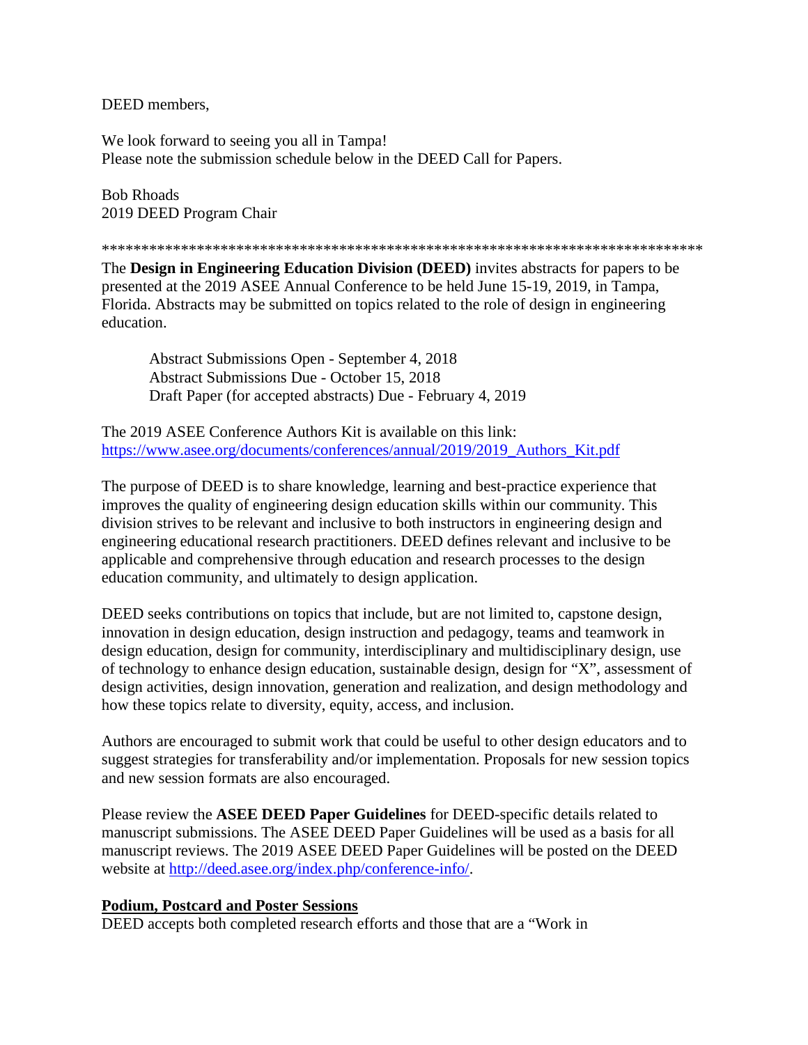DEED members,

We look forward to seeing you all in Tampa!
Please note the submission schedule below in the DEED Call for Papers.

Bob Rhoads
2019 DEED Program Chair

*****************************************************************************

The **Design in Engineering Education Division (DEED)** invites abstracts for papers to be presented at the 2019 ASEE Annual Conference to be held June 15-19, 2019, in Tampa, Florida. Abstracts may be submitted on topics related to the role of design in engineering education.

> Abstract Submissions Open - September 4, 2018
> Abstract Submissions Due - October 15, 2018
> Draft Paper (for accepted abstracts) Due - February 4, 2019

The 2019 ASEE Conference Authors Kit is available on this link:
[https://www.asee.org/documents/conferences/annual/2019/2019_Authors_Kit.pdf](https://www.asee.org/documents/conferences/annual/2019/2019_Authors_Kit.pdf)

The purpose of DEED is to share knowledge, learning and best-practice experience that improves the quality of engineering design education skills within our community. This division strives to be relevant and inclusive to both instructors in engineering design and engineering educational research practitioners. DEED defines relevant and inclusive to be applicable and comprehensive through education and research processes to the design education community, and ultimately to design application.

DEED seeks contributions on topics that include, but are not limited to, capstone design, innovation in design education, design instruction and pedagogy, teams and teamwork in design education, design for community, interdisciplinary and multidisciplinary design, use of technology to enhance design education, sustainable design, design for "X", assessment of design activities, design innovation, generation and realization, and design methodology and how these topics relate to diversity, equity, access, and inclusion.

Authors are encouraged to submit work that could be useful to other design educators and to suggest strategies for transferability and/or implementation. Proposals for new session topics and new session formats are also encouraged.

Please review the **ASEE DEED Paper Guidelines** for DEED-specific details related to manuscript submissions. The ASEE DEED Paper Guidelines will be used as a basis for all manuscript reviews. The 2019 ASEE DEED Paper Guidelines will be posted on the DEED website at [http://deed.asee.org/index.php/conference-info/](http://deed.asee.org/index.php/conference-info/).

**Podium, Postcard and Poster Sessions**

DEED accepts both completed research efforts and those that are a "Work in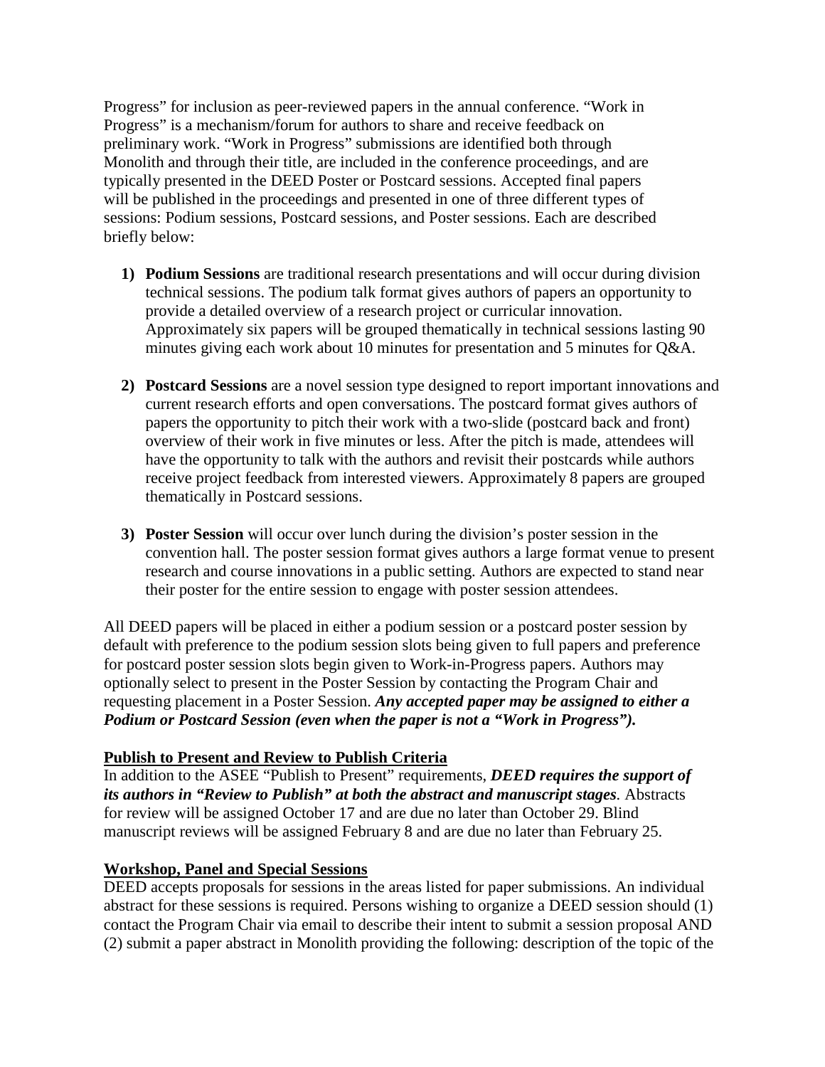Progress" for inclusion as peer-reviewed papers in the annual conference. "Work in Progress" is a mechanism/forum for authors to share and receive feedback on preliminary work. "Work in Progress" submissions are identified both through Monolith and through their title, are included in the conference proceedings, and are typically presented in the DEED Poster or Postcard sessions. Accepted final papers will be published in the proceedings and presented in one of three different types of sessions: Podium sessions, Postcard sessions, and Poster sessions. Each are described briefly below:

1) **Podium Sessions** are traditional research presentations and will occur during division technical sessions. The podium talk format gives authors of papers an opportunity to provide a detailed overview of a research project or curricular innovation. Approximately six papers will be grouped thematically in technical sessions lasting 90 minutes giving each work about 10 minutes for presentation and 5 minutes for Q&A.

2) **Postcard Sessions** are a novel session type designed to report important innovations and current research efforts and open conversations. The postcard format gives authors of papers the opportunity to pitch their work with a two-slide (postcard back and front) overview of their work in five minutes or less. After the pitch is made, attendees will have the opportunity to talk with the authors and revisit their postcards while authors receive project feedback from interested viewers. Approximately 8 papers are grouped thematically in Postcard sessions.

3) **Poster Session** will occur over lunch during the division's poster session in the convention hall. The poster session format gives authors a large format venue to present research and course innovations in a public setting. Authors are expected to stand near their poster for the entire session to engage with poster session attendees.

All DEED papers will be placed in either a podium session or a postcard poster session by default with preference to the podium session slots being given to full papers and preference for postcard poster session slots begin given to Work-in-Progress papers. Authors may optionally select to present in the Poster Session by contacting the Program Chair and requesting placement in a Poster Session. ***Any accepted paper may be assigned to either a Podium or Postcard Session (even when the paper is not a "Work in Progress").***

**Publish to Present and Review to Publish Criteria**

In addition to the ASEE "Publish to Present" requirements, ***DEED requires the support of its authors in "Review to Publish" at both the abstract and manuscript stages***. Abstracts for review will be assigned October 17 and are due no later than October 29. Blind manuscript reviews will be assigned February 8 and are due no later than February 25.

**Workshop, Panel and Special Sessions**

DEED accepts proposals for sessions in the areas listed for paper submissions. An individual abstract for these sessions is required. Persons wishing to organize a DEED session should (1) contact the Program Chair via email to describe their intent to submit a session proposal AND (2) submit a paper abstract in Monolith providing the following: description of the topic of the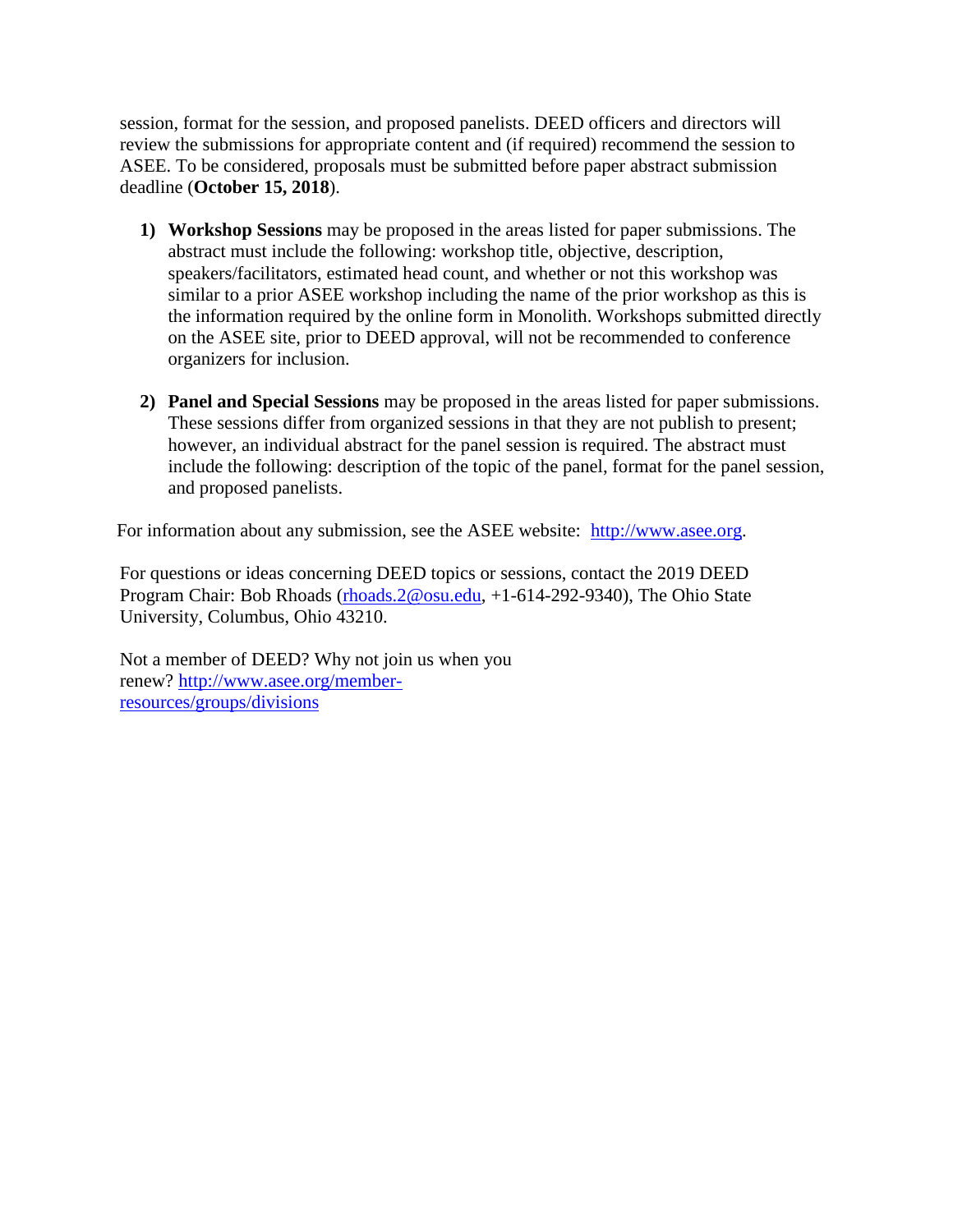session, format for the session, and proposed panelists. DEED officers and directors will review the submissions for appropriate content and (if required) recommend the session to ASEE. To be considered, proposals must be submitted before paper abstract submission deadline (**October 15, 2018**).

1) **Workshop Sessions** may be proposed in the areas listed for paper submissions. The abstract must include the following: workshop title, objective, description, speakers/facilitators, estimated head count, and whether or not this workshop was similar to a prior ASEE workshop including the name of the prior workshop as this is the information required by the online form in Monolith. Workshops submitted directly on the ASEE site, prior to DEED approval, will not be recommended to conference organizers for inclusion.

2) **Panel and Special Sessions** may be proposed in the areas listed for paper submissions. These sessions differ from organized sessions in that they are not publish to present; however, an individual abstract for the panel session is required. The abstract must include the following: description of the topic of the panel, format for the panel session, and proposed panelists.

For information about any submission, see the ASEE website: [http://www.asee.org](http://www.asee.org).

For questions or ideas concerning DEED topics or sessions, contact the 2019 DEED Program Chair: Bob Rhoads ([rhoads.2@osu.edu](mailto:rhoads.2@osu.edu), +1-614-292-9340), The Ohio State University, Columbus, Ohio 43210.

Not a member of DEED? Why not join us when you renew? [http://www.asee.org/member-resources/groups/divisions](http://www.asee.org/member-resources/groups/divisions)